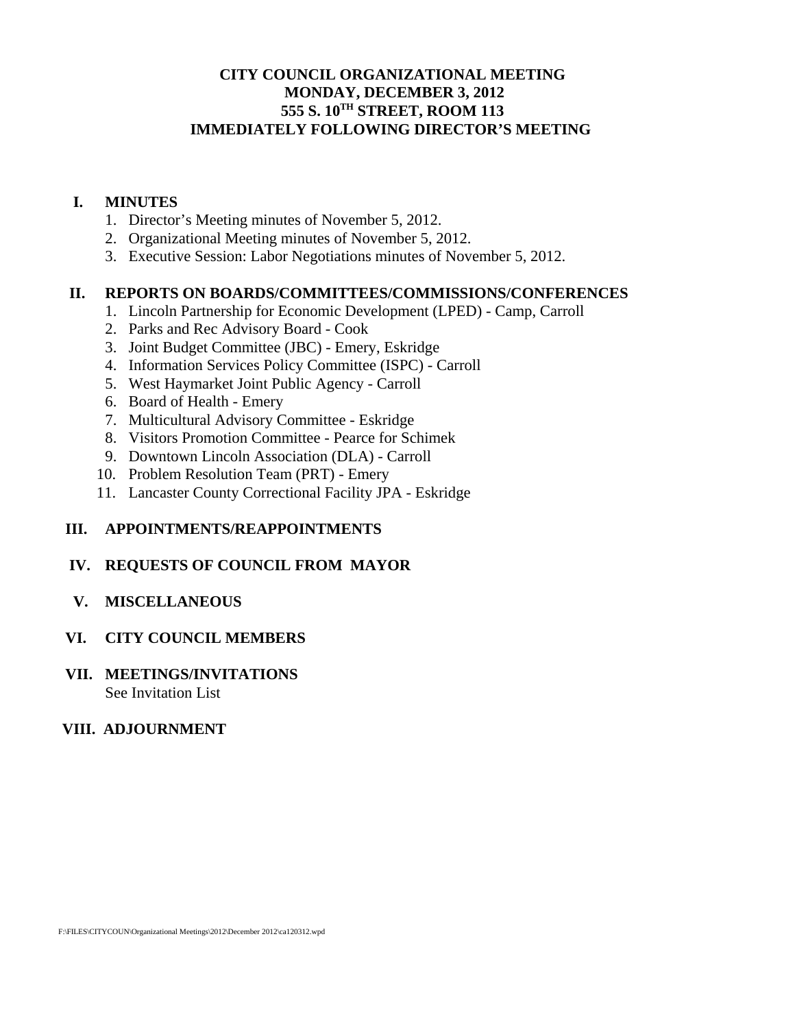# CITY COUNCIL ORGANIZATIONAL MEETING
## MONDAY, DECEMBER 3, 2012
## 555 S. 10TH STREET, ROOM 113
## IMMEDIATELY FOLLOWING DIRECTOR'S MEETING

**I. MINUTES**

1. Director's Meeting minutes of November 5, 2012.
2. Organizational Meeting minutes of November 5, 2012.
3. Executive Session: Labor Negotiations minutes of November 5, 2012.

**II. REPORTS ON BOARDS/COMMITTEES/COMMISSIONS/CONFERENCES**

1. Lincoln Partnership for Economic Development (LPED) - Camp, Carroll
2. Parks and Rec Advisory Board - Cook
3. Joint Budget Committee (JBC) - Emery, Eskridge
4. Information Services Policy Committee (ISPC) - Carroll
5. West Haymarket Joint Public Agency - Carroll
6. Board of Health - Emery
7. Multicultural Advisory Committee - Eskridge
8. Visitors Promotion Committee - Pearce for Schimek
9. Downtown Lincoln Association (DLA) - Carroll
10. Problem Resolution Team (PRT) - Emery
11. Lancaster County Correctional Facility JPA - Eskridge

**III. APPOINTMENTS/REAPPOINTMENTS**

**IV. REQUESTS OF COUNCIL FROM MAYOR**

**V. MISCELLANEOUS**

**VI. CITY COUNCIL MEMBERS**

**VII. MEETINGS/INVITATIONS**

See Invitation List

**VIII. ADJOURNMENT**

F:\FILES\CITYCOUN\Organizational Meetings\2012\December 2012\ca120312.wpd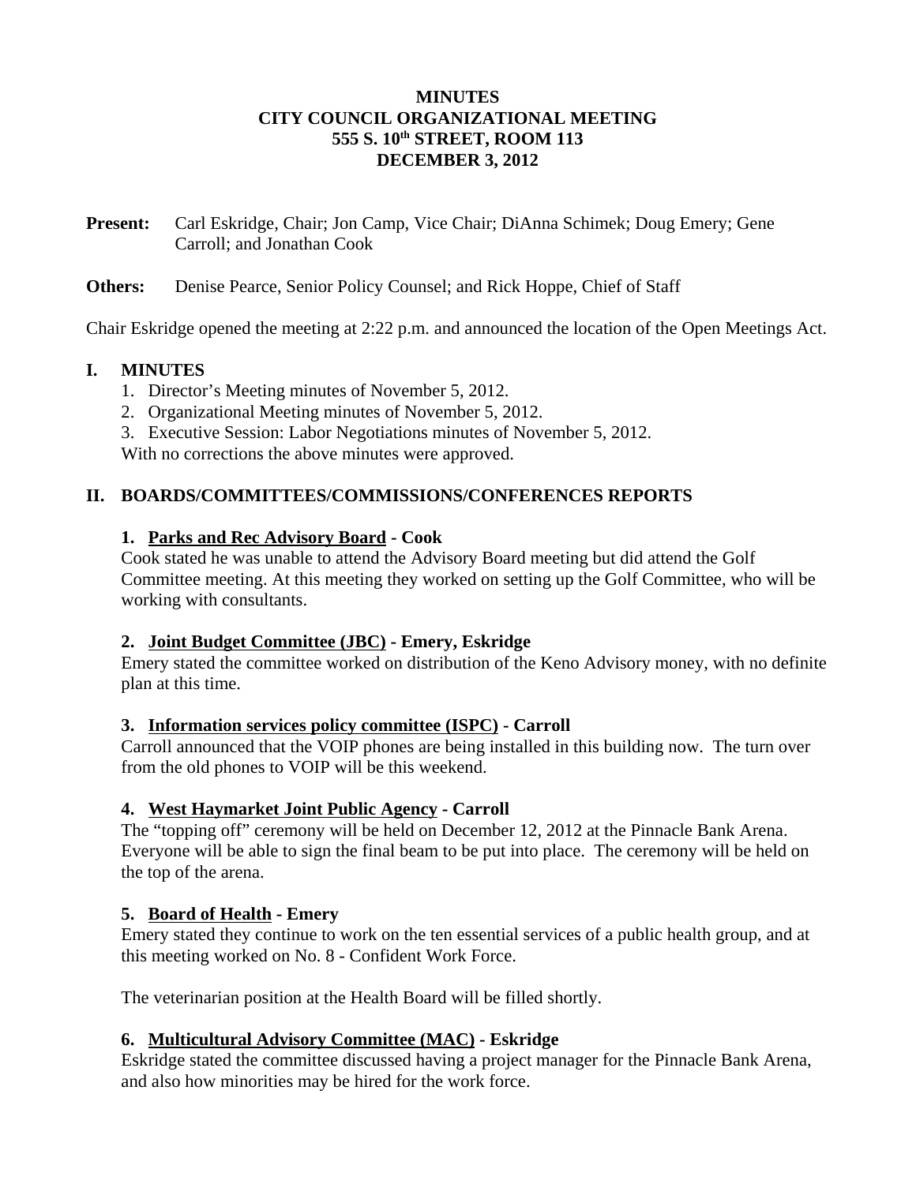**MINUTES**
**CITY COUNCIL ORGANIZATIONAL MEETING**
**555 S. 10th STREET, ROOM 113**
**DECEMBER 3, 2012**

**Present:** Carl Eskridge, Chair; Jon Camp, Vice Chair; DiAnna Schimek; Doug Emery; Gene Carroll; and Jonathan Cook

**Others:** Denise Pearce, Senior Policy Counsel; and Rick Hoppe, Chief of Staff

Chair Eskridge opened the meeting at 2:22 p.m. and announced the location of the Open Meetings Act.

## I. MINUTES

1. Director's Meeting minutes of November 5, 2012.
2. Organizational Meeting minutes of November 5, 2012.
3. Executive Session: Labor Negotiations minutes of November 5, 2012.

With no corrections the above minutes were approved.

## II. BOARDS/COMMITTEES/COMMISSIONS/CONFERENCES REPORTS

### 1. Parks and Rec Advisory Board - Cook

Cook stated he was unable to attend the Advisory Board meeting but did attend the Golf Committee meeting. At this meeting they worked on setting up the Golf Committee, who will be working with consultants.

### 2. Joint Budget Committee (JBC) - Emery, Eskridge

Emery stated the committee worked on distribution of the Keno Advisory money, with no definite plan at this time.

### 3. Information services policy committee (ISPC) - Carroll

Carroll announced that the VOIP phones are being installed in this building now. The turn over from the old phones to VOIP will be this weekend.

### 4. West Haymarket Joint Public Agency - Carroll

The "topping off" ceremony will be held on December 12, 2012 at the Pinnacle Bank Arena. Everyone will be able to sign the final beam to be put into place. The ceremony will be held on the top of the arena.

### 5. Board of Health - Emery

Emery stated they continue to work on the ten essential services of a public health group, and at this meeting worked on No. 8 - Confident Work Force.

The veterinarian position at the Health Board will be filled shortly.

### 6. Multicultural Advisory Committee (MAC) - Eskridge

Eskridge stated the committee discussed having a project manager for the Pinnacle Bank Arena, and also how minorities may be hired for the work force.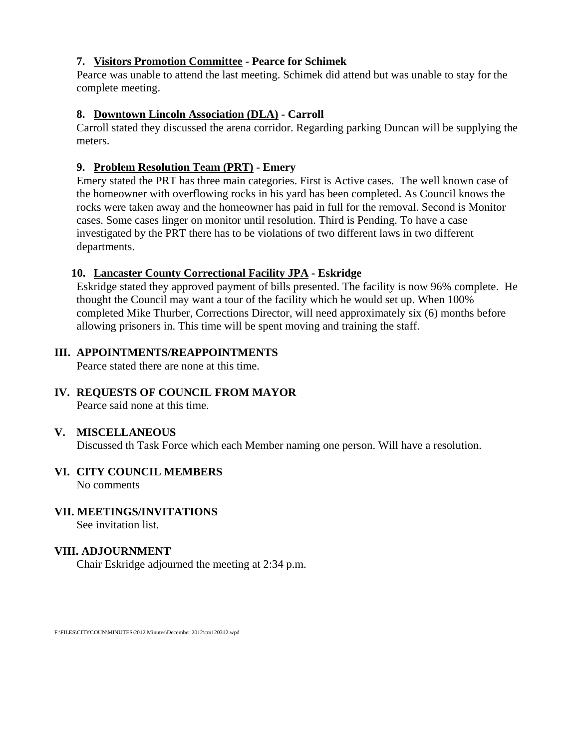7. **Visitors Promotion Committee - Pearce for Schimek**

Pearce was unable to attend the last meeting. Schimek did attend but was unable to stay for the complete meeting.

8. **Downtown Lincoln Association (DLA) - Carroll**

Carroll stated they discussed the arena corridor. Regarding parking Duncan will be supplying the meters.

9. **Problem Resolution Team (PRT) - Emery**

Emery stated the PRT has three main categories. First is Active cases. The well known case of the homeowner with overflowing rocks in his yard has been completed. As Council knows the rocks were taken away and the homeowner has paid in full for the removal. Second is Monitor cases. Some cases linger on monitor until resolution. Third is Pending. To have a case investigated by the PRT there has to be violations of two different laws in two different departments.

10. **Lancaster County Correctional Facility JPA - Eskridge**

Eskridge stated they approved payment of bills presented. The facility is now 96% complete. He thought the Council may want a tour of the facility which he would set up. When 100% completed Mike Thurber, Corrections Director, will need approximately six (6) months before allowing prisoners in. This time will be spent moving and training the staff.

## III. APPOINTMENTS/REAPPOINTMENTS

Pearce stated there are none at this time.

## IV. REQUESTS OF COUNCIL FROM MAYOR

Pearce said none at this time.

## V. MISCELLANEOUS

Discussed th Task Force which each Member naming one person. Will have a resolution.

## VI. CITY COUNCIL MEMBERS

No comments

## VII. MEETINGS/INVITATIONS

See invitation list.

## VIII. ADJOURNMENT

Chair Eskridge adjourned the meeting at 2:34 p.m.

F:\FILES\CITYCOUN\MINUTES\2012 Minutes\December 2012\cm120312.wpd